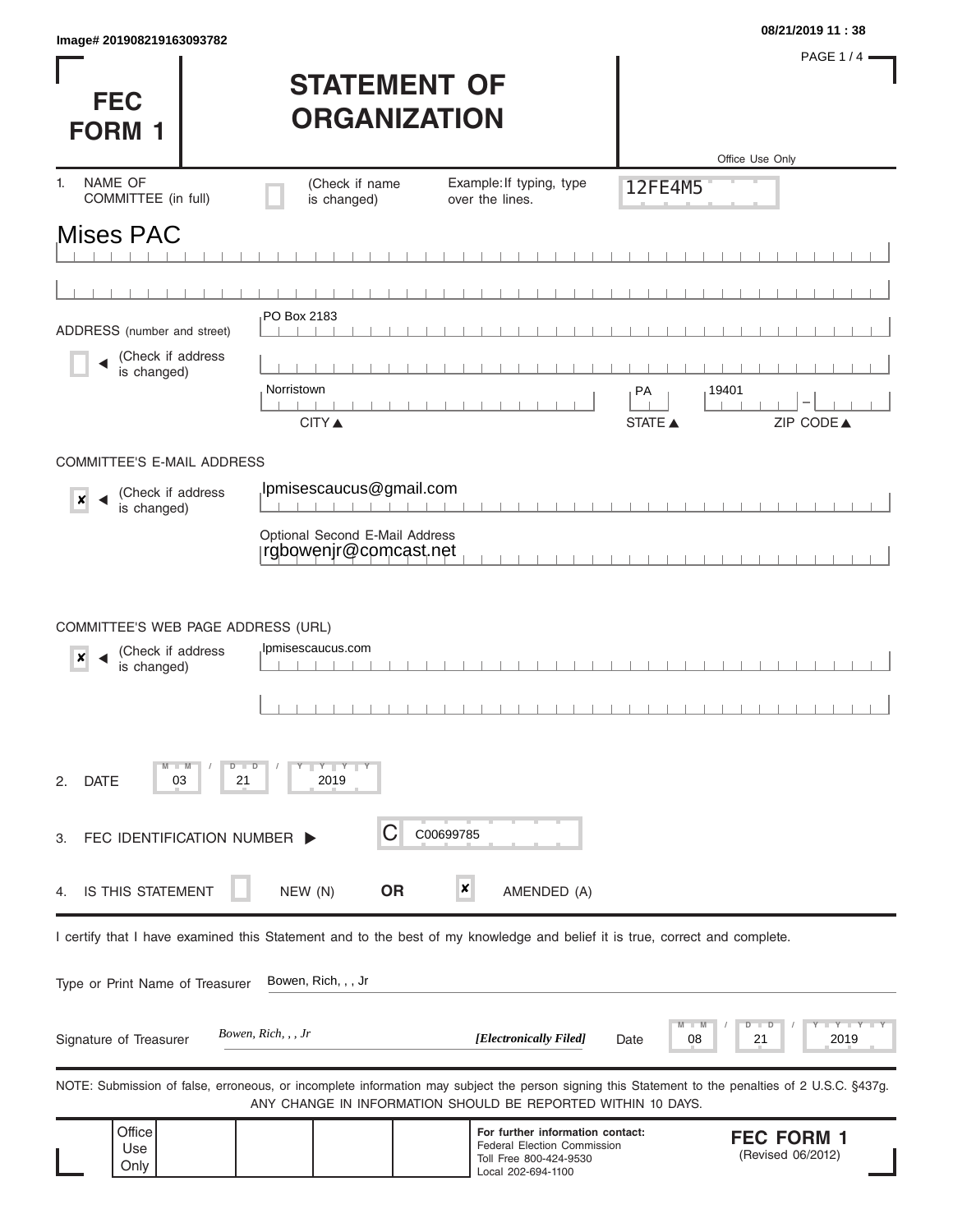Image# 201908219163093782

08/21/2019 11 : 38

# FEC FORM 1

# STATEMENT OF ORGANIZATION

Office Use Only

12FE4M5

1. NAME OF COMMITTEE (in full) ☐ (Check if name is changed) Example: If typing, type over the lines.

Mises PAC

ADDRESS (number and street) ☐ (Check if address is changed)

PO Box 2183

Norristown | PA | 19401

CITY ▲ STATE ▲ ZIP CODE ▲

COMMITTEE'S E-MAIL ADDRESS

☒ (Check if address is changed)

lpmisescaucus@gmail.com

Optional Second E-Mail Address

rgbowenjr@comcast.net

COMMITTEE'S WEB PAGE ADDRESS (URL)

☒ (Check if address is changed)

lpmisescaucus.com

2. DATE 03 / 21 / 2019

3. FEC IDENTIFICATION NUMBER ▶ C C00699785

4. IS THIS STATEMENT ☐ NEW (N) **OR** ☒ AMENDED (A)

I certify that I have examined this Statement and to the best of my knowledge and belief it is true, correct and complete.

Type or Print Name of Treasurer: Bowen, Rich, , , Jr

Signature of Treasurer: *Bowen, Rich, , , Jr* *[Electronically Filed]* Date 08 / 21 / 2019

NOTE: Submission of false, erroneous, or incomplete information may subject the person signing this Statement to the penalties of 2 U.S.C. §437g. ANY CHANGE IN INFORMATION SHOULD BE REPORTED WITHIN 10 DAYS.

Office Use Only

**For further information contact:**
Federal Election Commission
Toll Free 800-424-9530
Local 202-694-1100

**FEC FORM 1**
(Revised 06/2012)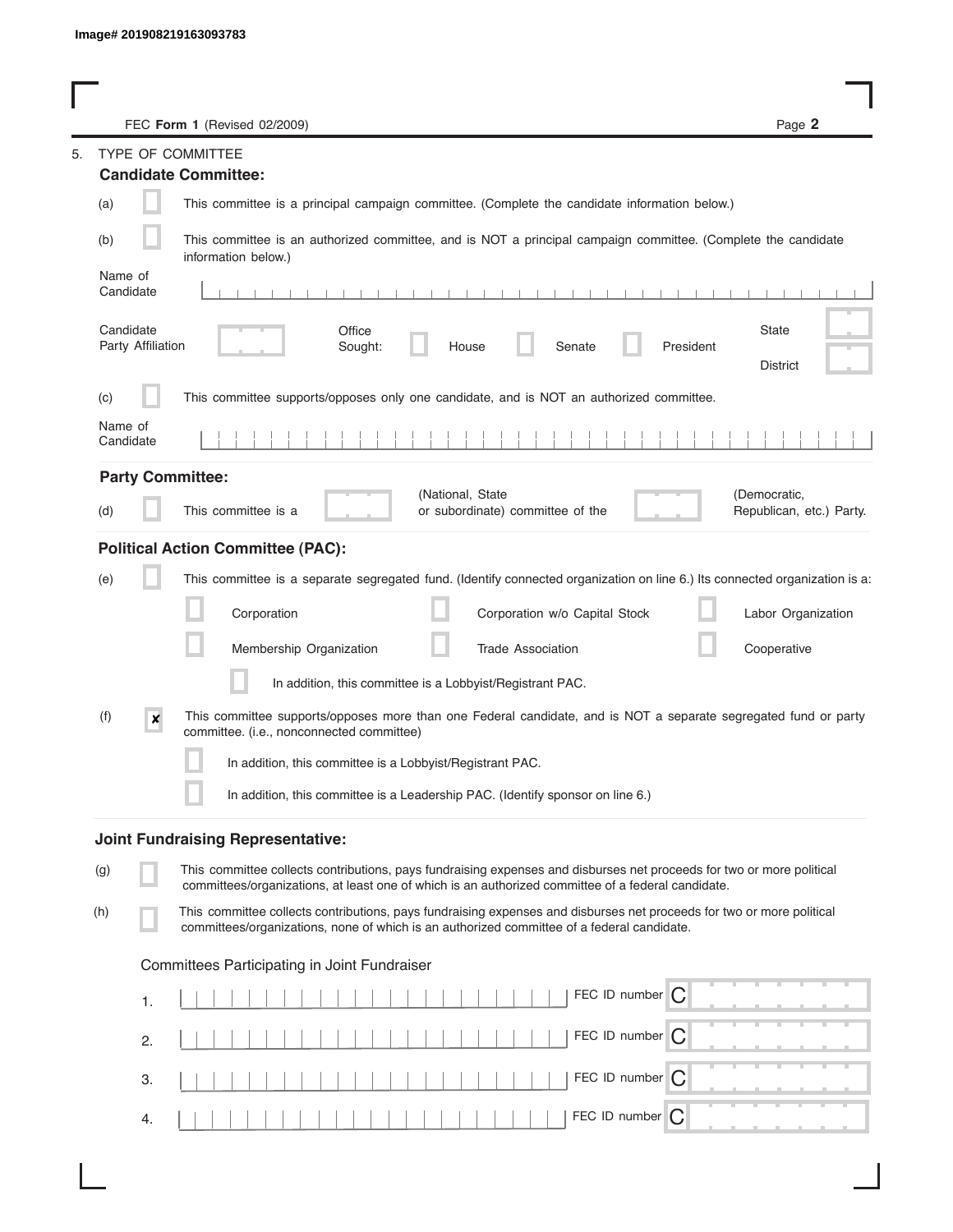Image# 201908219163093783

FEC **Form 1** (Revised 02/2009)

5. TYPE OF COMMITTEE

**Candidate Committee:**

(a) [ ] This committee is a principal campaign committee. (Complete the candidate information below.)

(b) [ ] This committee is an authorized committee, and is NOT a principal campaign committee. (Complete the candidate information below.)

Name of Candidate

Candidate Party Affiliation

Office Sought: [ ] House [ ] Senate [ ] President

State

District

(c) [ ] This committee supports/opposes only one candidate, and is NOT an authorized committee.

Name of Candidate

**Party Committee:**

(d) [ ] This committee is a (National, State or subordinate) committee of the (Democratic, Republican, etc.) Party.

**Political Action Committee (PAC):**

(e) [ ] This committee is a separate segregated fund. (Identify connected organization on line 6.) Its connected organization is a:

- [ ] Corporation
- [ ] Corporation w/o Capital Stock
- [ ] Labor Organization
- [ ] Membership Organization
- [ ] Trade Association
- [ ] Cooperative
- [ ] In addition, this committee is a Lobbyist/Registrant PAC.

(f) [x] This committee supports/opposes more than one Federal candidate, and is NOT a separate segregated fund or party committee. (i.e., nonconnected committee)

- [ ] In addition, this committee is a Lobbyist/Registrant PAC.
- [ ] In addition, this committee is a Leadership PAC. (Identify sponsor on line 6.)

**Joint Fundraising Representative:**

(g) [ ] This committee collects contributions, pays fundraising expenses and disburses net proceeds for two or more political committees/organizations, at least one of which is an authorized committee of a federal candidate.

(h) [ ] This committee collects contributions, pays fundraising expenses and disburses net proceeds for two or more political committees/organizations, none of which is an authorized committee of a federal candidate.

Committees Participating in Joint Fundraiser

1. FEC ID number C
2. FEC ID number C
3. FEC ID number C
4. FEC ID number C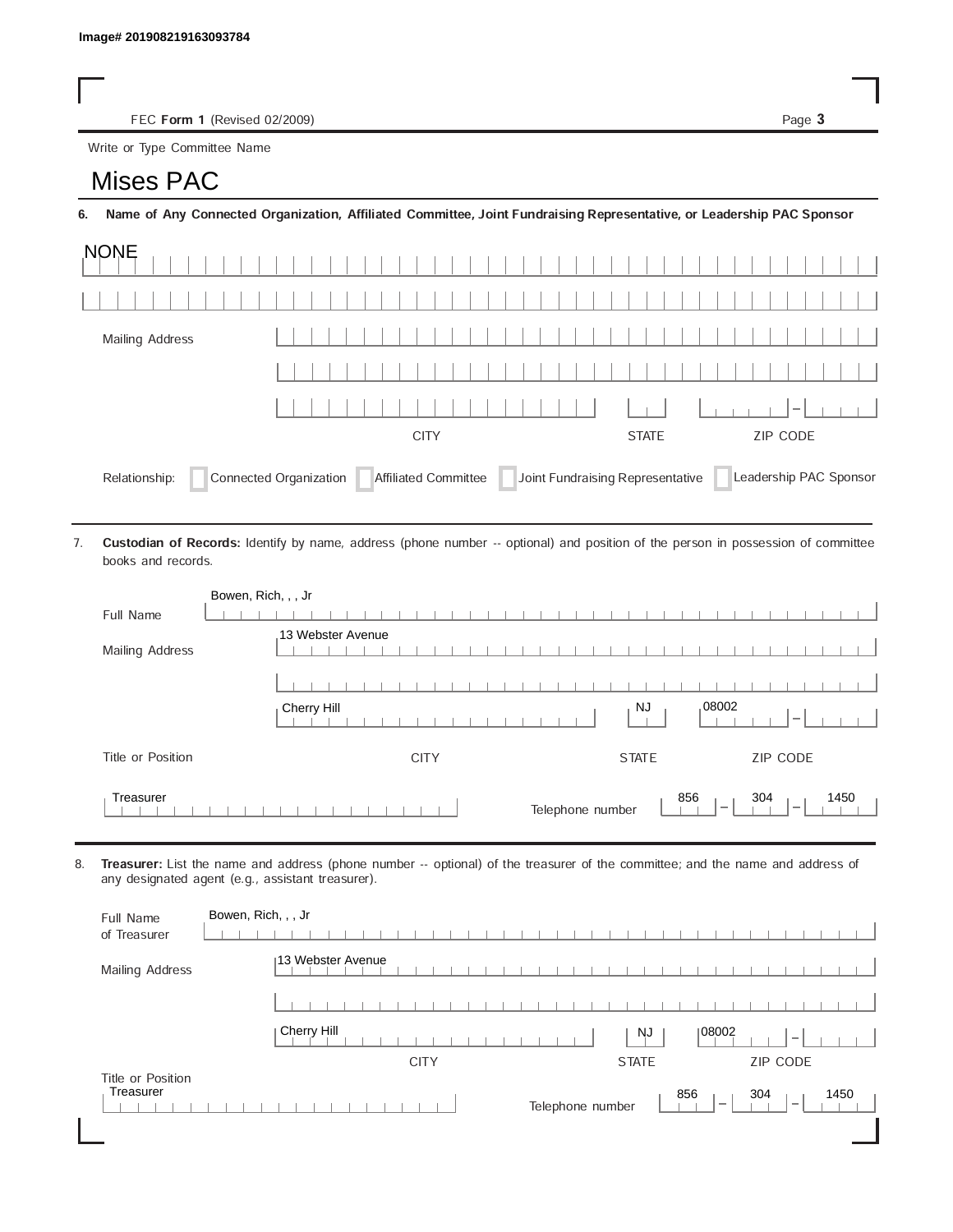Image# 201908219163093784

FEC **Form 1** (Revised 02/2009)

Write or Type Committee Name

# Mises PAC

**6. Name of Any Connected Organization, Affiliated Committee, Joint Fundraising Representative, or Leadership PAC Sponsor**

NONE

Mailing Address

CITY | STATE | ZIP CODE

Relationship: ☐ Connected Organization ☐ Affiliated Committee ☐ Joint Fundraising Representative ☐ Leadership PAC Sponsor

7. **Custodian of Records:** Identify by name, address (phone number -- optional) and position of the person in possession of committee books and records.

Full Name: Bowen, Rich, , , Jr

Mailing Address: 13 Webster Avenue

Cherry Hill | NJ | 08002

CITY | STATE | ZIP CODE

Title or Position: Treasurer

Telephone number: 856 – 304 – 1450

8. **Treasurer:** List the name and address (phone number -- optional) of the treasurer of the committee; and the name and address of any designated agent (e.g., assistant treasurer).

Full Name of Treasurer: Bowen, Rich, , , Jr

Mailing Address: 13 Webster Avenue

Cherry Hill | NJ | 08002

CITY | STATE | ZIP CODE

Title or Position: Treasurer

Telephone number: 856 – 304 – 1450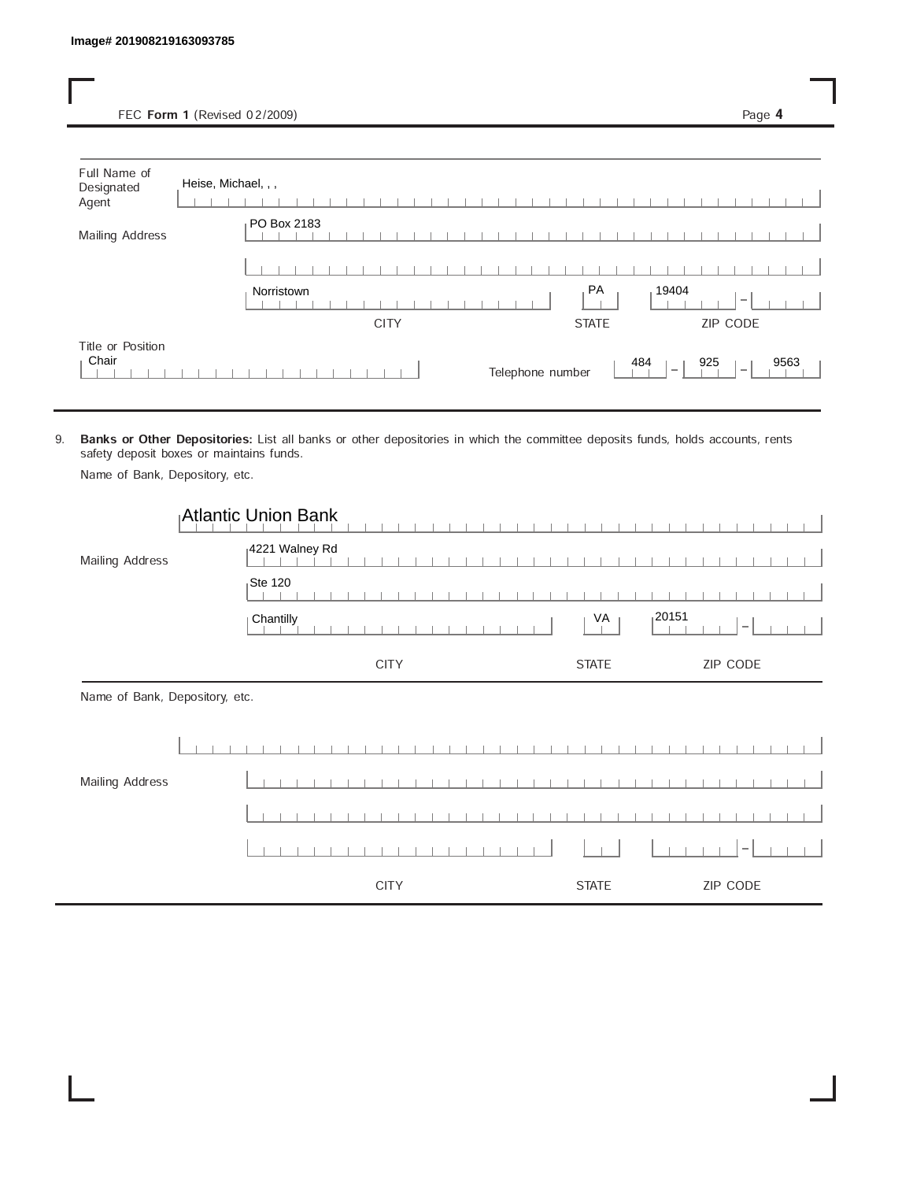Image# 201908219163093785

FEC **Form 1** (Revised 02/2009)

Full Name of Designated Agent: Heise, Michael, , ,

Mailing Address: PO Box 2183

Norristown | PA | 19404 -

CITY | STATE | ZIP CODE

Title or Position: Chair

Telephone number: 484 - 925 - 9563

9. **Banks or Other Depositories:** List all banks or other depositories in which the committee deposits funds, holds accounts, rents safety deposit boxes or maintains funds.

Name of Bank, Depository, etc.

Atlantic Union Bank

Mailing Address: 4221 Walney Rd

Ste 120

Chantilly | VA | 20151 -

CITY | STATE | ZIP CODE

Name of Bank, Depository, etc.

Mailing Address

CITY | STATE | ZIP CODE